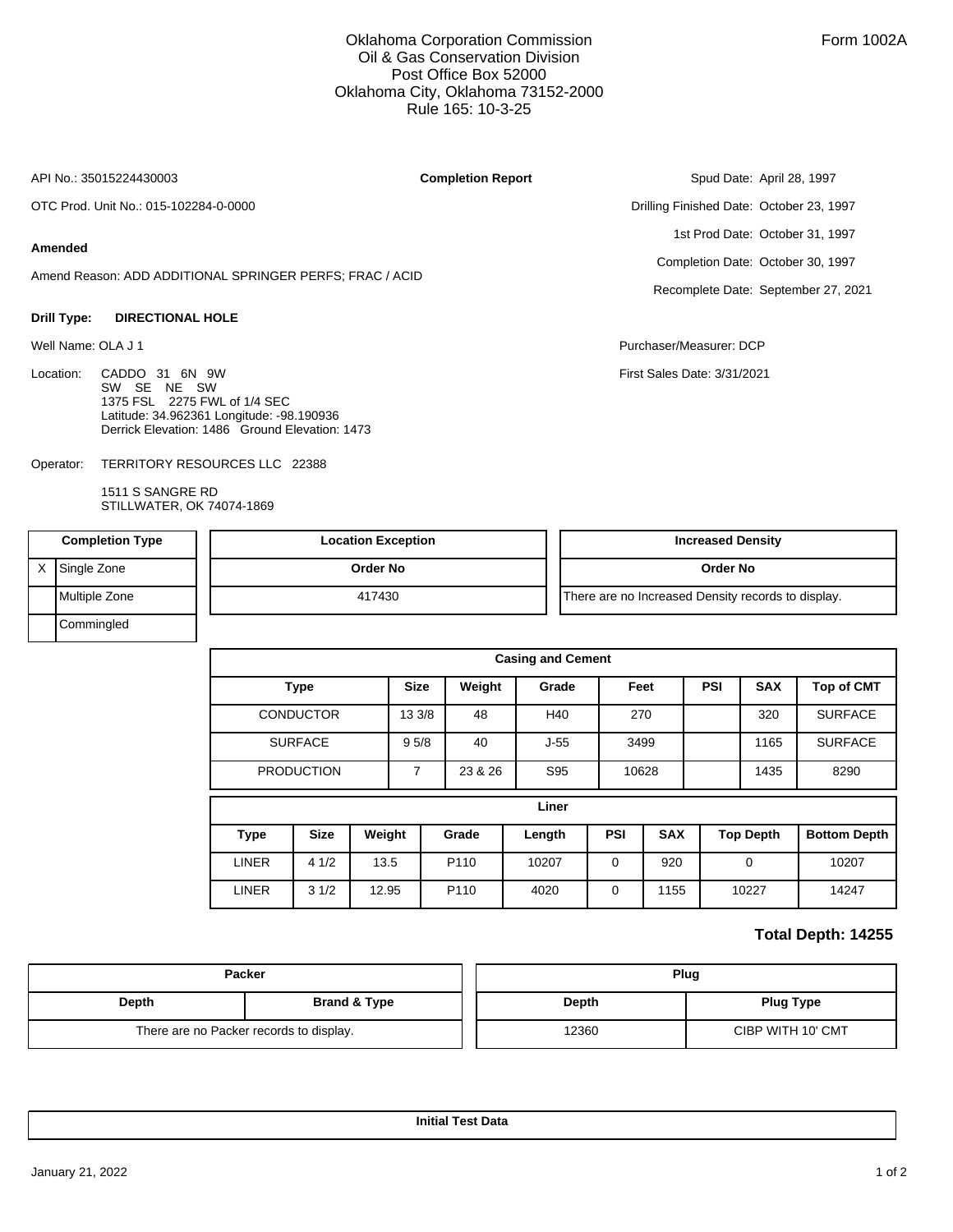Oklahoma Corporation Commission
Oil & Gas Conservation Division
Post Office Box 52000
Oklahoma City, Oklahoma 73152-2000
Rule 165: 10-3-25

Form 1002A

API No.: 35015224430003

**Completion Report**

OTC Prod. Unit No.: 015-102284-0-0000

**Amended**

Amend Reason: ADD ADDITIONAL SPRINGER PERFS; FRAC / ACID

Spud Date: April 28, 1997
Drilling Finished Date: October 23, 1997
1st Prod Date: October 31, 1997
Completion Date: October 30, 1997
Recomplete Date: September 27, 2021

**Drill Type:** **DIRECTIONAL HOLE**

Well Name: OLA J 1

Location: CADDO 31 6N 9W
SW SE NE SW
1375 FSL 2275 FWL of 1/4 SEC
Latitude: 34.962361 Longitude: -98.190936
Derrick Elevation: 1486 Ground Elevation: 1473

Purchaser/Measurer: DCP

First Sales Date: 3/31/2021

Operator: TERRITORY RESOURCES LLC 22388

1511 S SANGRE RD
STILLWATER, OK 74074-1869

| Completion Type | |
|---|---|
| X | Single Zone |
| | Multiple Zone |
| | Commingled |

| Location Exception |
|---|
| Order No |
| 417430 |

| Increased Density |
|---|
| Order No |
| There are no Increased Density records to display. |

| Casing and Cement | | | | | | | |
|---|---|---|---|---|---|---|---|
| Type | Size | Weight | Grade | Feet | PSI | SAX | Top of CMT |
| CONDUCTOR | 13 3/8 | 48 | H40 | 270 | | 320 | SURFACE |
| SURFACE | 9 5/8 | 40 | J-55 | 3499 | | 1165 | SURFACE |
| PRODUCTION | 7 | 23 & 26 | S95 | 10628 | | 1435 | 8290 |

| Liner | | | | | | | | |
|---|---|---|---|---|---|---|---|---|
| Type | Size | Weight | Grade | Length | PSI | SAX | Top Depth | Bottom Depth |
| LINER | 4 1/2 | 13.5 | P110 | 10207 | 0 | 920 | 0 | 10207 |
| LINER | 3 1/2 | 12.95 | P110 | 4020 | 0 | 1155 | 10227 | 14247 |

**Total Depth: 14255**

| Packer | |
|---|---|
| Depth | Brand & Type |
| There are no Packer records to display. | |

| Plug | |
|---|---|
| Depth | Plug Type |
| 12360 | CIBP WITH 10' CMT |

**Initial Test Data**

January 21, 2022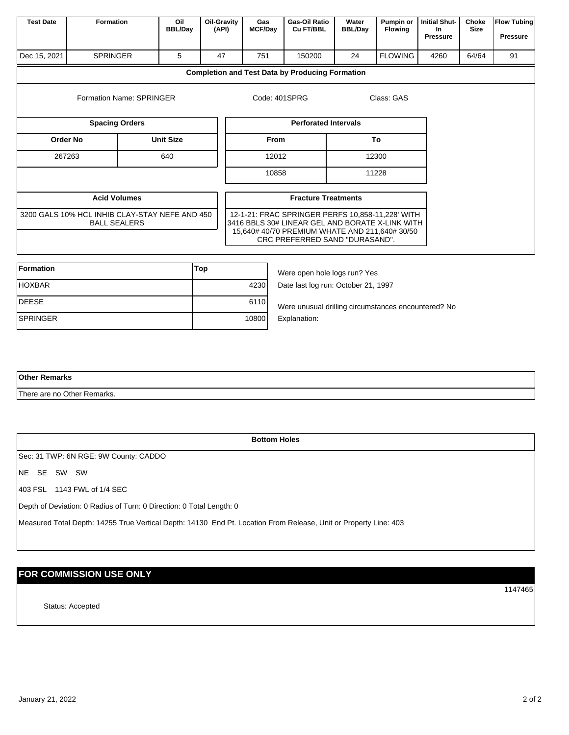| Test Date | Formation | Oil BBL/Day | Oil-Gravity (API) | Gas MCF/Day | Gas-Oil Ratio Cu FT/BBL | Water BBL/Day | Pumpin or Flowing | Initial Shut-In Pressure | Choke Size | Flow Tubing Pressure |
|---|---|---|---|---|---|---|---|---|---|---|
| Dec 15, 2021 | SPRINGER | 5 | 47 | 751 | 150200 | 24 | FLOWING | 4260 | 64/64 | 91 |

## Completion and Test Data by Producing Formation

Formation Name: SPRINGER    Code: 401SPRG    Class: GAS

**Spacing Orders**

| Order No | Unit Size |
|---|---|
| 267263 | 640 |

**Perforated Intervals**

| From | To |
|---|---|
| 12012 | 12300 |
| 10858 | 11228 |

**Acid Volumes**

3200 GALS 10% HCL INHIB CLAY-STAY NEFE AND 450 BALL SEALERS

**Fracture Treatments**

12-1-21: FRAC SPRINGER PERFS 10,858-11,228' WITH 3416 BBLS 30# LINEAR GEL AND BORATE X-LINK WITH 15,640# 40/70 PREMIUM WHATE AND 211,640# 30/50 CRC PREFERRED SAND "DURASAND".

| Formation | Top |
|---|---|
| HOXBAR | 4230 |
| DEESE | 6110 |
| SPRINGER | 10800 |

Were open hole logs run? Yes

Date last log run: October 21, 1997

Were unusual drilling circumstances encountered? No

Explanation:

**Other Remarks**

There are no Other Remarks.

**Bottom Holes**

Sec: 31 TWP: 6N RGE: 9W County: CADDO

NE SE SW SW

403 FSL 1143 FWL of 1/4 SEC

Depth of Deviation: 0 Radius of Turn: 0 Direction: 0 Total Length: 0

Measured Total Depth: 14255 True Vertical Depth: 14130 End Pt. Location From Release, Unit or Property Line: 403

## FOR COMMISSION USE ONLY

1147465

Status: Accepted